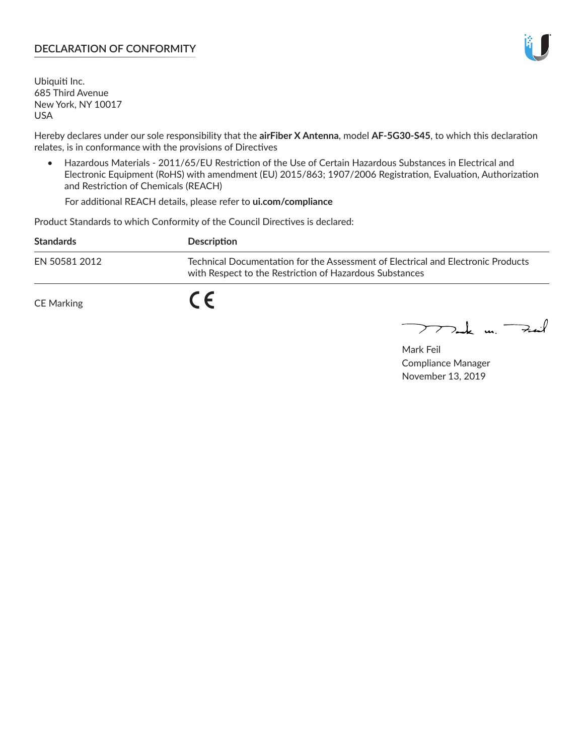## DECLARATION OF CONFORMITY

Ubiquiti Inc.
685 Third Avenue
New York, NY 10017
USA

Hereby declares under our sole responsibility that the **airFiber X Antenna**, model **AF-5G30-S45**, to which this declaration relates, is in conformance with the provisions of Directives

- Hazardous Materials - 2011/65/EU Restriction of the Use of Certain Hazardous Substances in Electrical and Electronic Equipment (RoHS) with amendment (EU) 2015/863; 1907/2006 Registration, Evaluation, Authorization and Restriction of Chemicals (REACH)

  For additional REACH details, please refer to **ui.com/compliance**

Product Standards to which Conformity of the Council Directives is declared:

| Standards | Description |
| --- | --- |
| EN 50581 2012 | Technical Documentation for the Assessment of Electrical and Electronic Products with Respect to the Restriction of Hazardous Substances |

CE Marking CE

Mark Feil
Compliance Manager
November 13, 2019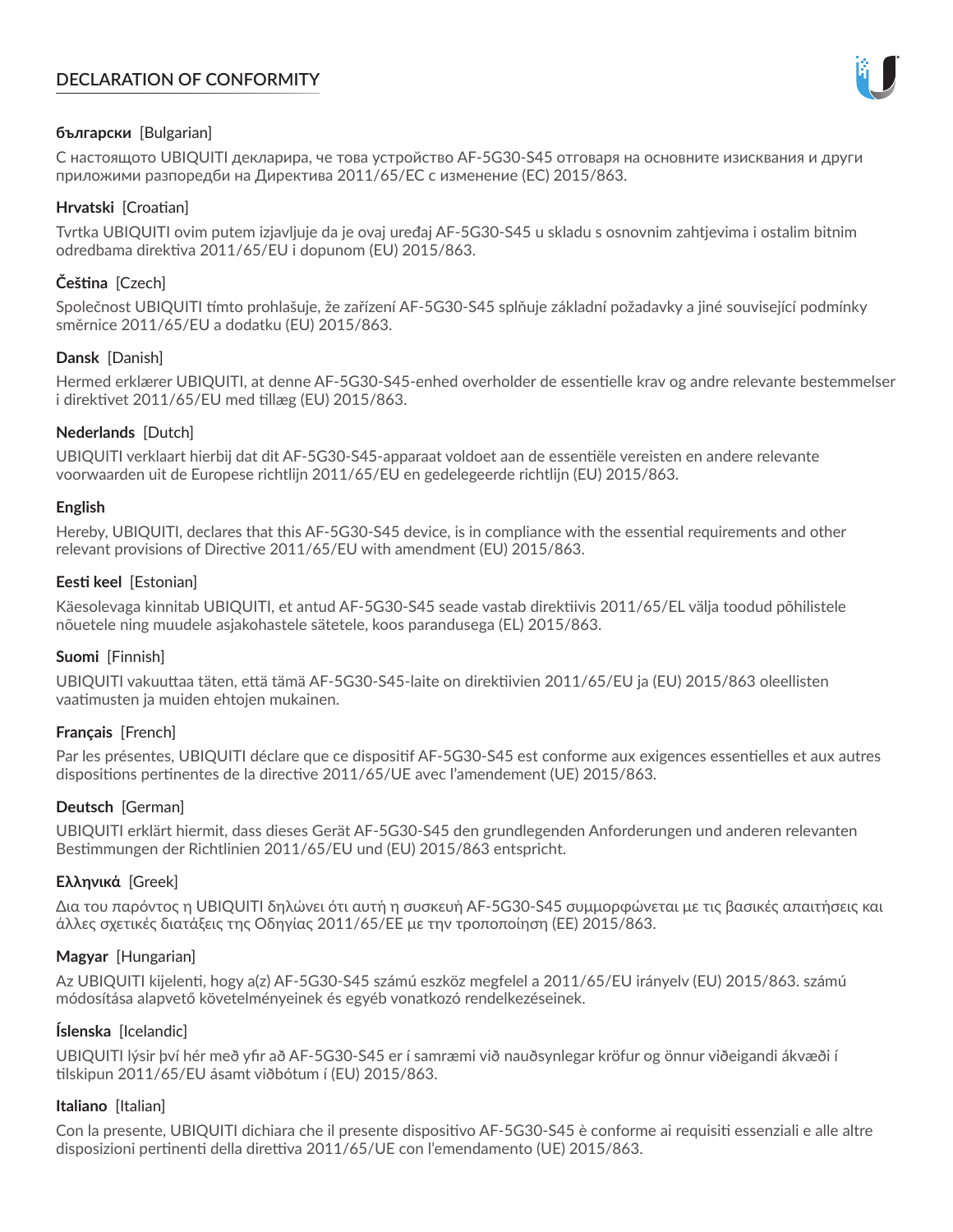# DECLARATION OF CONFORMITY

**български** [Bulgarian]

С настоящото UBIQUITI декларира, че това устройство AF-5G30-S45 отговаря на основните изисквания и други приложими разпоредби на Директива 2011/65/ЕС с изменение (ЕС) 2015/863.

**Hrvatski** [Croatian]

Tvrtka UBIQUITI ovim putem izjavljuje da je ovaj uređaj AF-5G30-S45 u skladu s osnovnim zahtjevima i ostalim bitnim odredbama direktiva 2011/65/EU i dopunom (EU) 2015/863.

**Čeština** [Czech]

Společnost UBIQUITI tímto prohlašuje, že zařízení AF-5G30-S45 splňuje základní požadavky a jiné související podmínky směrnice 2011/65/EU a dodatku (EU) 2015/863.

**Dansk** [Danish]

Hermed erklærer UBIQUITI, at denne AF-5G30-S45-enhed overholder de essentielle krav og andre relevante bestemmelser i direktivet 2011/65/EU med tillæg (EU) 2015/863.

**Nederlands** [Dutch]

UBIQUITI verklaart hierbij dat dit AF-5G30-S45-apparaat voldoet aan de essentiële vereisten en andere relevante voorwaarden uit de Europese richtlijn 2011/65/EU en gedelegeerde richtlijn (EU) 2015/863.

**English**

Hereby, UBIQUITI, declares that this AF-5G30-S45 device, is in compliance with the essential requirements and other relevant provisions of Directive 2011/65/EU with amendment (EU) 2015/863.

**Eesti keel** [Estonian]

Käesolevaga kinnitab UBIQUITI, et antud AF-5G30-S45 seade vastab direktiivis 2011/65/EL välja toodud põhilistele nõuetele ning muudele asjakohastele sätetele, koos parandusega (EL) 2015/863.

**Suomi** [Finnish]

UBIQUITI vakuuttaa täten, että tämä AF-5G30-S45-laite on direktiivien 2011/65/EU ja (EU) 2015/863 oleellisten vaatimusten ja muiden ehtojen mukainen.

**Français** [French]

Par les présentes, UBIQUITI déclare que ce dispositif AF-5G30-S45 est conforme aux exigences essentielles et aux autres dispositions pertinentes de la directive 2011/65/UE avec l'amendement (UE) 2015/863.

**Deutsch** [German]

UBIQUITI erklärt hiermit, dass dieses Gerät AF-5G30-S45 den grundlegenden Anforderungen und anderen relevanten Bestimmungen der Richtlinien 2011/65/EU und (EU) 2015/863 entspricht.

**Ελληνικά** [Greek]

Δια του παρόντος η UBIQUITI δηλώνει ότι αυτή η συσκευή AF-5G30-S45 συμμορφώνεται με τις βασικές απαιτήσεις και άλλες σχετικές διατάξεις της Οδηγίας 2011/65/ΕΕ με την τροποποίηση (ΕΕ) 2015/863.

**Magyar** [Hungarian]

Az UBIQUITI kijelenti, hogy a(z) AF-5G30-S45 számú eszköz megfelel a 2011/65/EU irányelv (EU) 2015/863. számú módosítása alapvető követelményeinek és egyéb vonatkozó rendelkezéseinek.

**Íslenska** [Icelandic]

UBIQUITI lýsir því hér með yfir að AF-5G30-S45 er í samræmi við nauðsynlegar kröfur og önnur viðeigandi ákvæði í tilskipun 2011/65/EU ásamt viðbótum í (EU) 2015/863.

**Italiano** [Italian]

Con la presente, UBIQUITI dichiara che il presente dispositivo AF-5G30-S45 è conforme ai requisiti essenziali e alle altre disposizioni pertinenti della direttiva 2011/65/UE con l'emendamento (UE) 2015/863.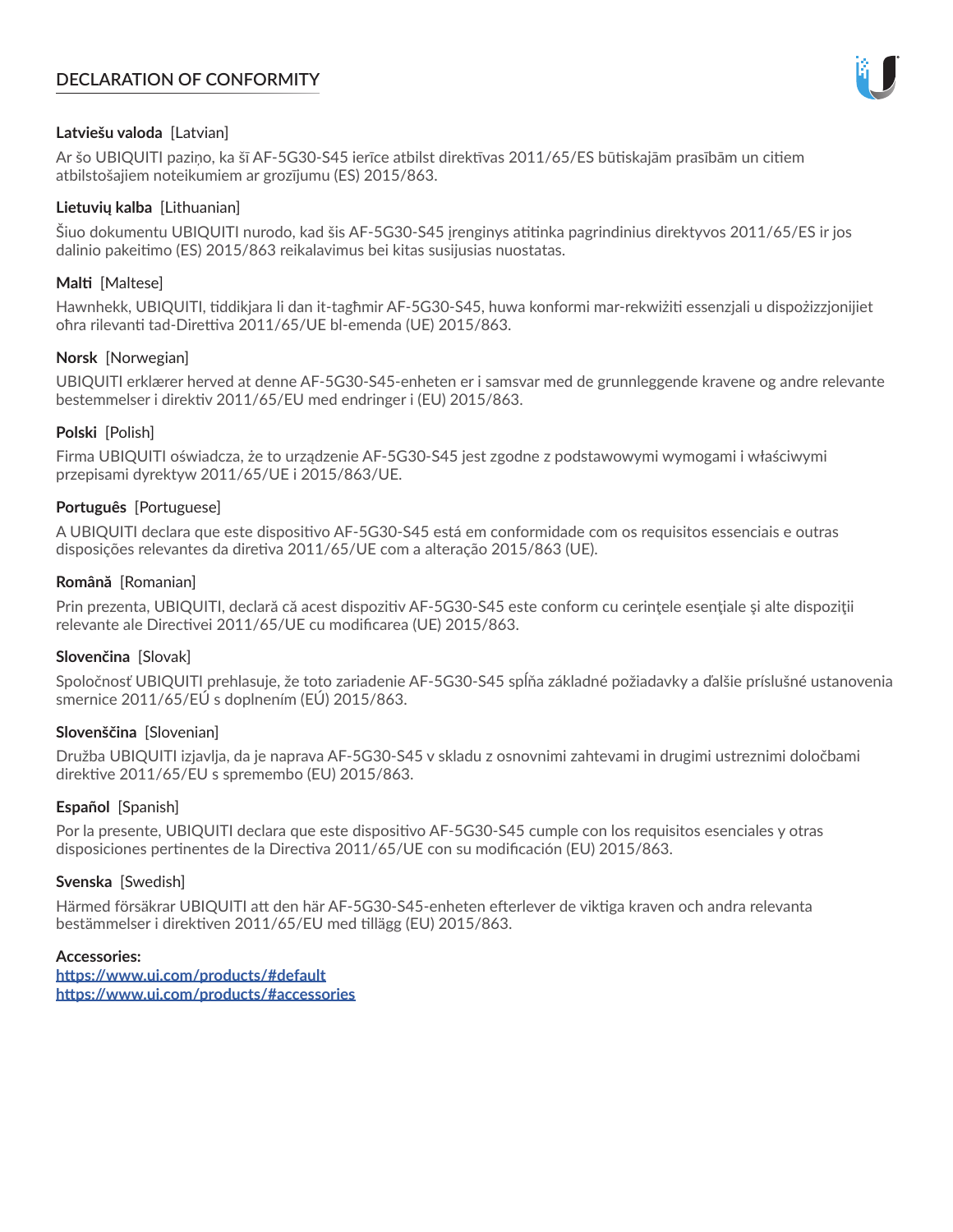## DECLARATION OF CONFORMITY

**Latviešu valoda** [Latvian]

Ar šo UBIQUITI paziņo, ka šī AF-5G30-S45 ierīce atbilst direktīvas 2011/65/ES būtiskajām prasībām un citiem atbilstošajiem noteikumiem ar grozījumu (ES) 2015/863.

**Lietuvių kalba** [Lithuanian]

Šiuo dokumentu UBIQUITI nurodo, kad šis AF-5G30-S45 įrenginys atitinka pagrindinius direktyvos 2011/65/ES ir jos dalinio pakeitimo (ES) 2015/863 reikalavimus bei kitas susijusias nuostatas.

**Malti** [Maltese]

Hawnhekk, UBIQUITI, tiddikjara li dan it-tagħmir AF-5G30-S45, huwa konformi mar-rekwiżiti essenzjali u dispożizzjonijiet oħra rilevanti tad-Direttiva 2011/65/UE bl-emenda (UE) 2015/863.

**Norsk** [Norwegian]

UBIQUITI erklærer herved at denne AF-5G30-S45-enheten er i samsvar med de grunnleggende kravene og andre relevante bestemmelser i direktiv 2011/65/EU med endringer i (EU) 2015/863.

**Polski** [Polish]

Firma UBIQUITI oświadcza, że to urządzenie AF-5G30-S45 jest zgodne z podstawowymi wymogami i właściwymi przepisami dyrektyw 2011/65/UE i 2015/863/UE.

**Português** [Portuguese]

A UBIQUITI declara que este dispositivo AF-5G30-S45 está em conformidade com os requisitos essenciais e outras disposições relevantes da diretiva 2011/65/UE com a alteração 2015/863 (UE).

**Română** [Romanian]

Prin prezenta, UBIQUITI, declară că acest dispozitiv AF-5G30-S45 este conform cu cerinţele esenţiale şi alte dispoziţii relevante ale Directivei 2011/65/UE cu modificarea (UE) 2015/863.

**Slovenčina** [Slovak]

Spoločnosť UBIQUITI prehlasuje, že toto zariadenie AF-5G30-S45 spĺňa základné požiadavky a ďalšie príslušné ustanovenia smernice 2011/65/EÚ s doplnením (EÚ) 2015/863.

**Slovenščina** [Slovenian]

Družba UBIQUITI izjavlja, da je naprava AF-5G30-S45 v skladu z osnovnimi zahtevami in drugimi ustreznimi določbami direktive 2011/65/EU s spremembo (EU) 2015/863.

**Español** [Spanish]

Por la presente, UBIQUITI declara que este dispositivo AF-5G30-S45 cumple con los requisitos esenciales y otras disposiciones pertinentes de la Directiva 2011/65/UE con su modificación (EU) 2015/863.

**Svenska** [Swedish]

Härmed försäkrar UBIQUITI att den här AF-5G30-S45-enheten efterlever de viktiga kraven och andra relevanta bestämmelser i direktiven 2011/65/EU med tillägg (EU) 2015/863.

**Accessories:**
**https://www.ui.com/products/#default**
**https://www.ui.com/products/#accessories**